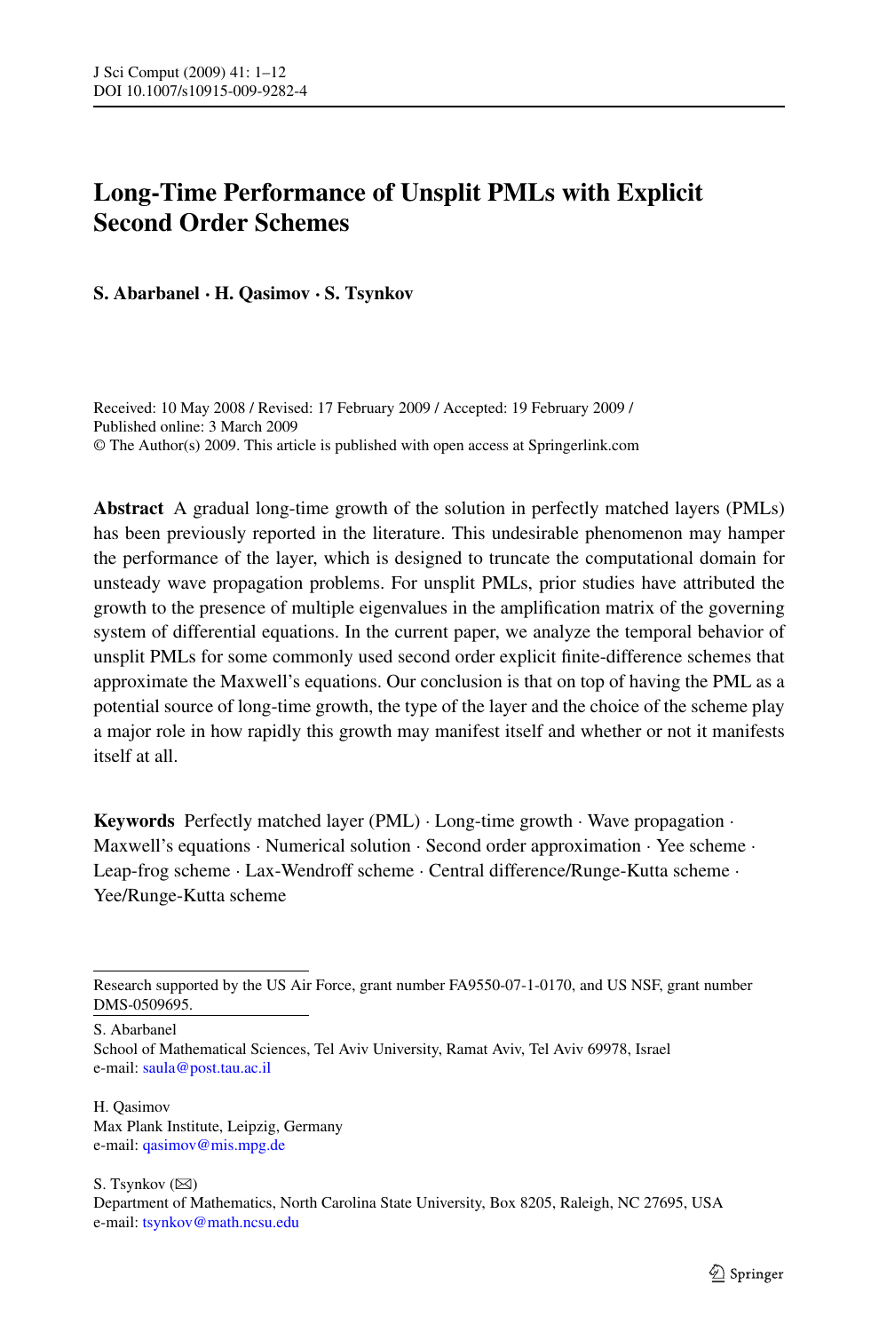# Long-Time Performance of Unsplit PMLs with Explicit Second Order Schemes

**S. Abarbanel · H. Qasimov · S. Tsynkov**

Received: 10 May 2008 / Revised: 17 February 2009 / Accepted: 19 February 2009 /
Published online: 3 March 2009
© The Author(s) 2009. This article is published with open access at Springerlink.com

**Abstract** A gradual long-time growth of the solution in perfectly matched layers (PMLs) has been previously reported in the literature. This undesirable phenomenon may hamper the performance of the layer, which is designed to truncate the computational domain for unsteady wave propagation problems. For unsplit PMLs, prior studies have attributed the growth to the presence of multiple eigenvalues in the amplification matrix of the governing system of differential equations. In the current paper, we analyze the temporal behavior of unsplit PMLs for some commonly used second order explicit finite-difference schemes that approximate the Maxwell's equations. Our conclusion is that on top of having the PML as a potential source of long-time growth, the type of the layer and the choice of the scheme play a major role in how rapidly this growth may manifest itself and whether or not it manifests itself at all.

**Keywords** Perfectly matched layer (PML) · Long-time growth · Wave propagation · Maxwell's equations · Numerical solution · Second order approximation · Yee scheme · Leap-frog scheme · Lax-Wendroff scheme · Central difference/Runge-Kutta scheme · Yee/Runge-Kutta scheme

---

Research supported by the US Air Force, grant number FA9550-07-1-0170, and US NSF, grant number DMS-0509695.

S. Abarbanel
School of Mathematical Sciences, Tel Aviv University, Ramat Aviv, Tel Aviv 69978, Israel
e-mail: saula@post.tau.ac.il

H. Qasimov
Max Plank Institute, Leipzig, Germany
e-mail: qasimov@mis.mpg.de

S. Tsynkov (✉)
Department of Mathematics, North Carolina State University, Box 8205, Raleigh, NC 27695, USA
e-mail: tsynkov@math.ncsu.edu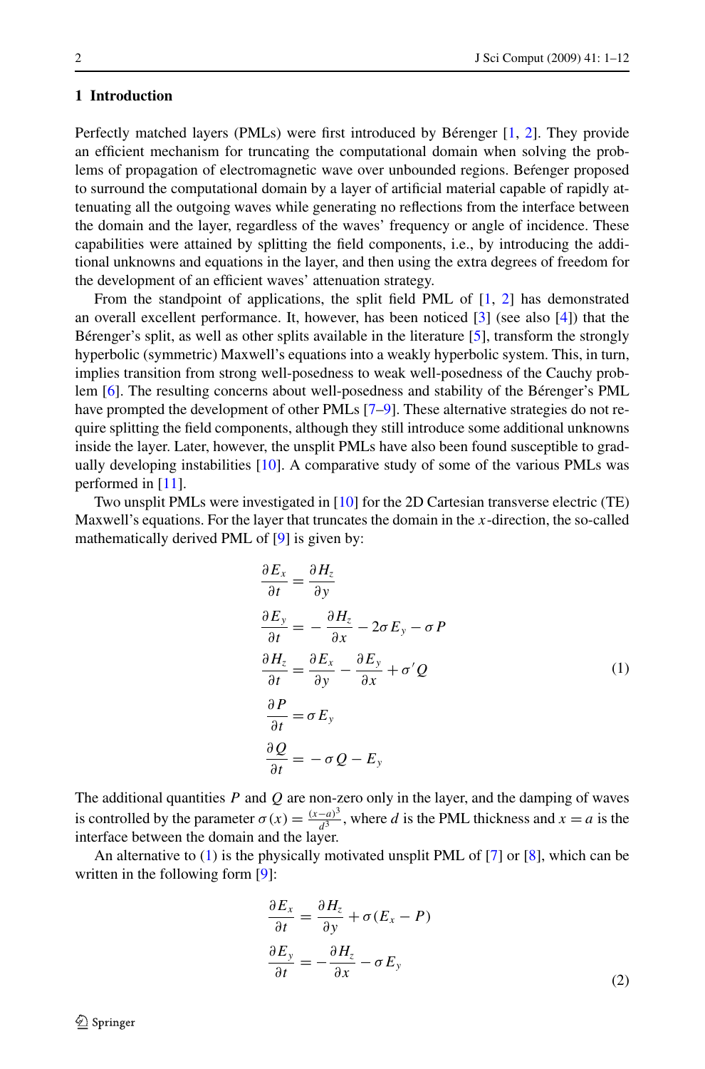## 1 Introduction

Perfectly matched layers (PMLs) were first introduced by Bérenger [1, 2]. They provide an efficient mechanism for truncating the computational domain when solving the problems of propagation of electromagnetic wave over unbounded regions. Beŕenger proposed to surround the computational domain by a layer of artificial material capable of rapidly attenuating all the outgoing waves while generating no reflections from the interface between the domain and the layer, regardless of the waves' frequency or angle of incidence. These capabilities were attained by splitting the field components, i.e., by introducing the additional unknowns and equations in the layer, and then using the extra degrees of freedom for the development of an efficient waves' attenuation strategy.

From the standpoint of applications, the split field PML of [1, 2] has demonstrated an overall excellent performance. It, however, has been noticed [3] (see also [4]) that the Bérenger's split, as well as other splits available in the literature [5], transform the strongly hyperbolic (symmetric) Maxwell's equations into a weakly hyperbolic system. This, in turn, implies transition from strong well-posedness to weak well-posedness of the Cauchy problem [6]. The resulting concerns about well-posedness and stability of the Bérenger's PML have prompted the development of other PMLs [7–9]. These alternative strategies do not require splitting the field components, although they still introduce some additional unknowns inside the layer. Later, however, the unsplit PMLs have also been found susceptible to gradually developing instabilities [10]. A comparative study of some of the various PMLs was performed in [11].

Two unsplit PMLs were investigated in [10] for the 2D Cartesian transverse electric (TE) Maxwell's equations. For the layer that truncates the domain in the $x$-direction, the so-called mathematically derived PML of [9] is given by:

$$
\begin{aligned}
\frac{\partial E_x}{\partial t} &= \frac{\partial H_z}{\partial y} \\
\frac{\partial E_y}{\partial t} &= -\frac{\partial H_z}{\partial x} - 2\sigma E_y - \sigma P \\
\frac{\partial H_z}{\partial t} &= \frac{\partial E_x}{\partial y} - \frac{\partial E_y}{\partial x} + \sigma' Q \\
\frac{\partial P}{\partial t} &= \sigma E_y \\
\frac{\partial Q}{\partial t} &= -\sigma Q - E_y
\end{aligned}
\tag{1}
$$

The additional quantities $P$ and $Q$ are non-zero only in the layer, and the damping of waves is controlled by the parameter $\sigma(x) = \frac{(x-a)^3}{d^3}$, where $d$ is the PML thickness and $x = a$ is the interface between the domain and the layer.

An alternative to (1) is the physically motivated unsplit PML of [7] or [8], which can be written in the following form [9]:

$$
\begin{aligned}
\frac{\partial E_x}{\partial t} &= \frac{\partial H_z}{\partial y} + \sigma(E_x - P) \\
\frac{\partial E_y}{\partial t} &= -\frac{\partial H_z}{\partial x} - \sigma E_y
\end{aligned}
\tag{2}
$$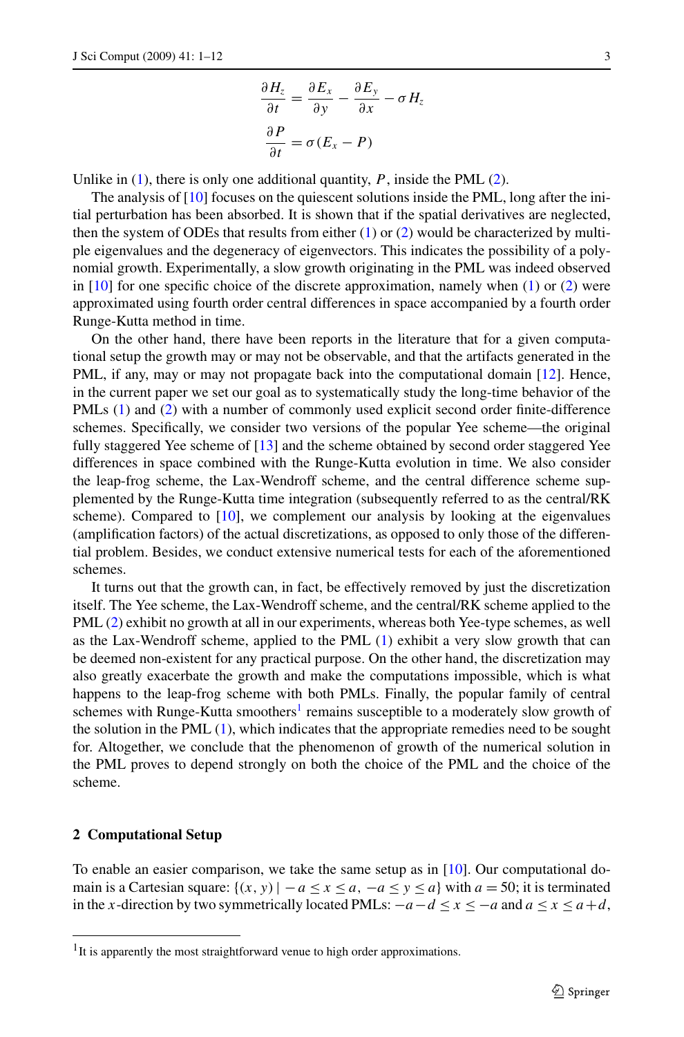$$
\begin{aligned}
\frac{\partial H_z}{\partial t} &= \frac{\partial E_x}{\partial y} - \frac{\partial E_y}{\partial x} - \sigma H_z \\
\frac{\partial P}{\partial t} &= \sigma(E_x - P)
\end{aligned}
$$

Unlike in (1), there is only one additional quantity, $P$, inside the PML (2).

The analysis of [10] focuses on the quiescent solutions inside the PML, long after the initial perturbation has been absorbed. It is shown that if the spatial derivatives are neglected, then the system of ODEs that results from either (1) or (2) would be characterized by multiple eigenvalues and the degeneracy of eigenvectors. This indicates the possibility of a polynomial growth. Experimentally, a slow growth originating in the PML was indeed observed in [10] for one specific choice of the discrete approximation, namely when (1) or (2) were approximated using fourth order central differences in space accompanied by a fourth order Runge-Kutta method in time.

On the other hand, there have been reports in the literature that for a given computational setup the growth may or may not be observable, and that the artifacts generated in the PML, if any, may or may not propagate back into the computational domain [12]. Hence, in the current paper we set our goal as to systematically study the long-time behavior of the PMLs (1) and (2) with a number of commonly used explicit second order finite-difference schemes. Specifically, we consider two versions of the popular Yee scheme—the original fully staggered Yee scheme of [13] and the scheme obtained by second order staggered Yee differences in space combined with the Runge-Kutta evolution in time. We also consider the leap-frog scheme, the Lax-Wendroff scheme, and the central difference scheme supplemented by the Runge-Kutta time integration (subsequently referred to as the central/RK scheme). Compared to [10], we complement our analysis by looking at the eigenvalues (amplification factors) of the actual discretizations, as opposed to only those of the differential problem. Besides, we conduct extensive numerical tests for each of the aforementioned schemes.

It turns out that the growth can, in fact, be effectively removed by just the discretization itself. The Yee scheme, the Lax-Wendroff scheme, and the central/RK scheme applied to the PML (2) exhibit no growth at all in our experiments, whereas both Yee-type schemes, as well as the Lax-Wendroff scheme, applied to the PML (1) exhibit a very slow growth that can be deemed non-existent for any practical purpose. On the other hand, the discretization may also greatly exacerbate the growth and make the computations impossible, which is what happens to the leap-frog scheme with both PMLs. Finally, the popular family of central schemes with Runge-Kutta smoothers[1] remains susceptible to a moderately slow growth of the solution in the PML (1), which indicates that the appropriate remedies need to be sought for. Altogether, we conclude that the phenomenon of growth of the numerical solution in the PML proves to depend strongly on both the choice of the PML and the choice of the scheme.

## 2 Computational Setup

To enable an easier comparison, we take the same setup as in [10]. Our computational domain is a Cartesian square: $\{(x, y) \mid -a \le x \le a, -a \le y \le a\}$ with $a = 50$; it is terminated in the $x$-direction by two symmetrically located PMLs: $-a-d \le x \le -a$ and $a \le x \le a+d$,

[1] It is apparently the most straightforward venue to high order approximations.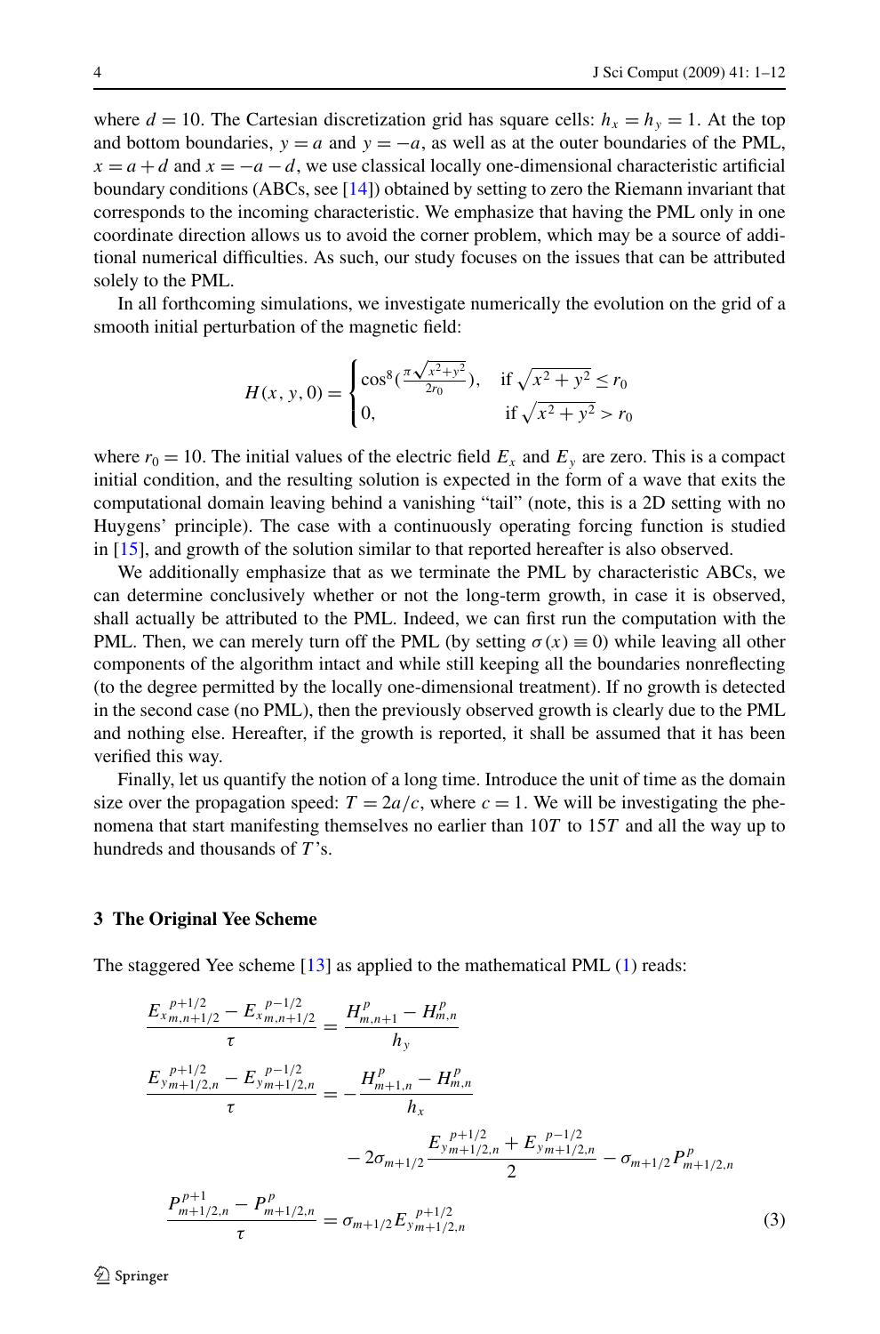where $d = 10$. The Cartesian discretization grid has square cells: $h_x = h_y = 1$. At the top and bottom boundaries, $y = a$ and $y = -a$, as well as at the outer boundaries of the PML, $x = a + d$ and $x = -a - d$, we use classical locally one-dimensional characteristic artificial boundary conditions (ABCs, see [14]) obtained by setting to zero the Riemann invariant that corresponds to the incoming characteristic. We emphasize that having the PML only in one coordinate direction allows us to avoid the corner problem, which may be a source of additional numerical difficulties. As such, our study focuses on the issues that can be attributed solely to the PML.

In all forthcoming simulations, we investigate numerically the evolution on the grid of a smooth initial perturbation of the magnetic field:

$$H(x, y, 0) = \begin{cases} \cos^8\left(\frac{\pi\sqrt{x^2+y^2}}{2r_0}\right), & \text{if } \sqrt{x^2+y^2} \le r_0 \\ 0, & \text{if } \sqrt{x^2+y^2} > r_0 \end{cases}$$

where $r_0 = 10$. The initial values of the electric field $E_x$ and $E_y$ are zero. This is a compact initial condition, and the resulting solution is expected in the form of a wave that exits the computational domain leaving behind a vanishing "tail" (note, this is a 2D setting with no Huygens' principle). The case with a continuously operating forcing function is studied in [15], and growth of the solution similar to that reported hereafter is also observed.

We additionally emphasize that as we terminate the PML by characteristic ABCs, we can determine conclusively whether or not the long-term growth, in case it is observed, shall actually be attributed to the PML. Indeed, we can first run the computation with the PML. Then, we can merely turn off the PML (by setting $\sigma(x) \equiv 0$) while leaving all other components of the algorithm intact and while still keeping all the boundaries nonreflecting (to the degree permitted by the locally one-dimensional treatment). If no growth is detected in the second case (no PML), then the previously observed growth is clearly due to the PML and nothing else. Hereafter, if the growth is reported, it shall be assumed that it has been verified this way.

Finally, let us quantify the notion of a long time. Introduce the unit of time as the domain size over the propagation speed: $T = 2a/c$, where $c = 1$. We will be investigating the phenomena that start manifesting themselves no earlier than $10T$ to $15T$ and all the way up to hundreds and thousands of $T$'s.

## 3 The Original Yee Scheme

The staggered Yee scheme [13] as applied to the mathematical PML (1) reads:

$$\begin{aligned}
\frac{E_{x\,m,n+1/2}^{\,p+1/2} - E_{x\,m,n+1/2}^{\,p-1/2}}{\tau} &= \frac{H_{m,n+1}^{p} - H_{m,n}^{p}}{h_y} \\
\frac{E_{y\,m+1/2,n}^{\,p+1/2} - E_{y\,m+1/2,n}^{\,p-1/2}}{\tau} &= -\frac{H_{m+1,n}^{p} - H_{m,n}^{p}}{h_x} \\
&\quad - 2\sigma_{m+1/2}\frac{E_{y\,m+1/2,n}^{\,p+1/2} + E_{y\,m+1/2,n}^{\,p-1/2}}{2} - \sigma_{m+1/2}P_{m+1/2,n}^{p} \\
\frac{P_{m+1/2,n}^{p+1} - P_{m+1/2,n}^{p}}{\tau} &= \sigma_{m+1/2}E_{y\,m+1/2,n}^{\,p+1/2}
\end{aligned} \tag{3}$$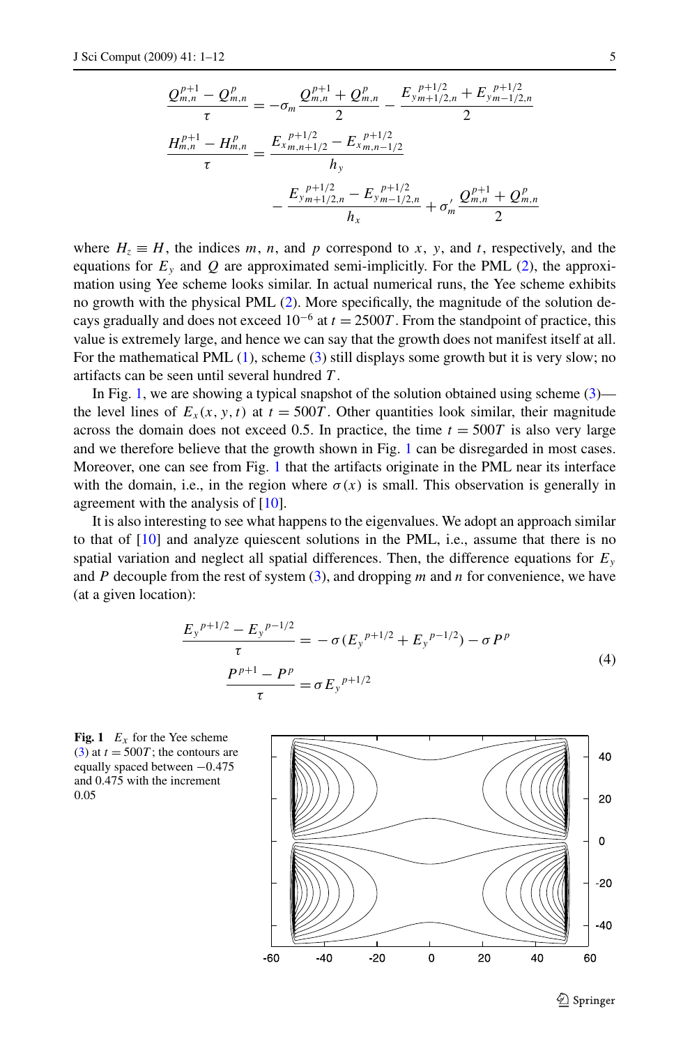$$
\frac{Q_{m,n}^{p+1} - Q_{m,n}^{p}}{\tau} = -\sigma_m \frac{Q_{m,n}^{p+1} + Q_{m,n}^{p}}{2} - \frac{{E_y}_{m+1/2,n}^{p+1/2} + {E_y}_{m-1/2,n}^{p+1/2}}{2}
$$

$$
\frac{H_{m,n}^{p+1} - H_{m,n}^{p}}{\tau} = \frac{{E_x}_{m,n+1/2}^{p+1/2} - {E_x}_{m,n-1/2}^{p+1/2}}{h_y}
$$

$$
- \frac{{E_y}_{m+1/2,n}^{p+1/2} - {E_y}_{m-1/2,n}^{p+1/2}}{h_x} + \sigma_m' \frac{Q_{m,n}^{p+1} + Q_{m,n}^{p}}{2}
$$

where $H_z \equiv H$, the indices $m$, $n$, and $p$ correspond to $x$, $y$, and $t$, respectively, and the equations for $E_y$ and $Q$ are approximated semi-implicitly. For the PML (2), the approximation using Yee scheme looks similar. In actual numerical runs, the Yee scheme exhibits no growth with the physical PML (2). More specifically, the magnitude of the solution decays gradually and does not exceed $10^{-6}$ at $t = 2500T$. From the standpoint of practice, this value is extremely large, and hence we can say that the growth does not manifest itself at all. For the mathematical PML (1), scheme (3) still displays some growth but it is very slow; no artifacts can be seen until several hundred $T$.

In Fig. 1, we are showing a typical snapshot of the solution obtained using scheme (3)—the level lines of $E_x(x, y, t)$ at $t = 500T$. Other quantities look similar, their magnitude across the domain does not exceed 0.5. In practice, the time $t = 500T$ is also very large and we therefore believe that the growth shown in Fig. 1 can be disregarded in most cases. Moreover, one can see from Fig. 1 that the artifacts originate in the PML near its interface with the domain, i.e., in the region where $\sigma(x)$ is small. This observation is generally in agreement with the analysis of [10].

It is also interesting to see what happens to the eigenvalues. We adopt an approach similar to that of [10] and analyze quiescent solutions in the PML, i.e., assume that there is no spatial variation and neglect all spatial differences. Then, the difference equations for $E_y$ and $P$ decouple from the rest of system (3), and dropping $m$ and $n$ for convenience, we have (at a given location):

$$
\begin{aligned}
\frac{{E_y}^{p+1/2} - {E_y}^{p-1/2}}{\tau} &= -\sigma({E_y}^{p+1/2} + {E_y}^{p-1/2}) - \sigma P^p \\
\frac{P^{p+1} - P^p}{\tau} &= \sigma {E_y}^{p+1/2}
\end{aligned}
\tag{4}
$$

**Fig. 1** $E_x$ for the Yee scheme (3) at $t = 500T$; the contours are equally spaced between $-0.475$ and $0.475$ with the increment $0.05$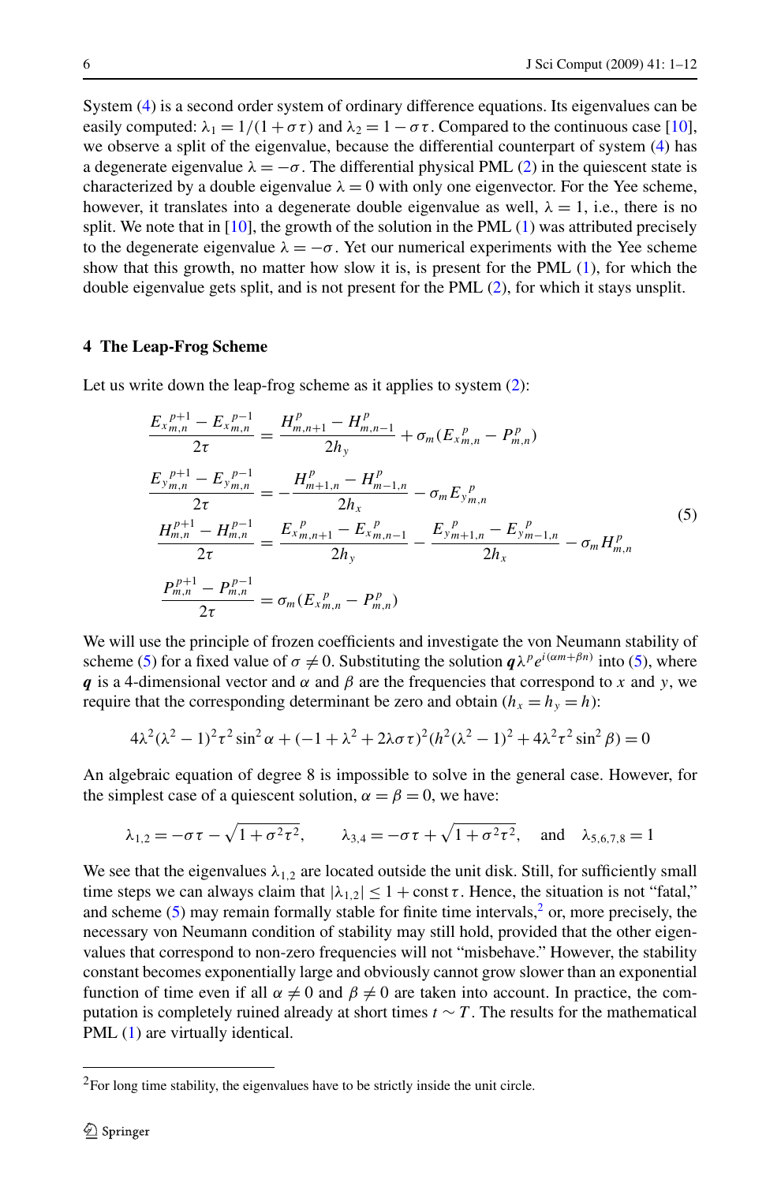System (4) is a second order system of ordinary difference equations. Its eigenvalues can be easily computed: $\lambda_1 = 1/(1+\sigma\tau)$ and $\lambda_2 = 1 - \sigma\tau$. Compared to the continuous case [10], we observe a split of the eigenvalue, because the differential counterpart of system (4) has a degenerate eigenvalue $\lambda = -\sigma$. The differential physical PML (2) in the quiescent state is characterized by a double eigenvalue $\lambda = 0$ with only one eigenvector. For the Yee scheme, however, it translates into a degenerate double eigenvalue as well, $\lambda = 1$, i.e., there is no split. We note that in [10], the growth of the solution in the PML (1) was attributed precisely to the degenerate eigenvalue $\lambda = -\sigma$. Yet our numerical experiments with the Yee scheme show that this growth, no matter how slow it is, is present for the PML (1), for which the double eigenvalue gets split, and is not present for the PML (2), for which it stays unsplit.

## 4 The Leap-Frog Scheme

Let us write down the leap-frog scheme as it applies to system (2):

$$
\begin{aligned}
\frac{E_{x\,m,n}^{\,p+1} - E_{x\,m,n}^{\,p-1}}{2\tau} &= \frac{H_{m,n+1}^{p} - H_{m,n-1}^{p}}{2h_y} + \sigma_m\left(E_{x\,m,n}^{\,p} - P_{m,n}^{p}\right) \\
\frac{E_{y\,m,n}^{\,p+1} - E_{y\,m,n}^{\,p-1}}{2\tau} &= -\frac{H_{m+1,n}^{p} - H_{m-1,n}^{p}}{2h_x} - \sigma_m E_{y\,m,n}^{\,p} \\
\frac{H_{m,n}^{p+1} - H_{m,n}^{p-1}}{2\tau} &= \frac{E_{x\,m,n+1}^{\,p} - E_{x\,m,n-1}^{\,p}}{2h_y} - \frac{E_{y\,m+1,n}^{\,p} - E_{y\,m-1,n}^{\,p}}{2h_x} - \sigma_m H_{m,n}^{p} \\
\frac{P_{m,n}^{p+1} - P_{m,n}^{p-1}}{2\tau} &= \sigma_m\left(E_{x\,m,n}^{\,p} - P_{m,n}^{p}\right)
\end{aligned}
\tag{5}
$$

We will use the principle of frozen coefficients and investigate the von Neumann stability of scheme (5) for a fixed value of $\sigma \neq 0$. Substituting the solution $\boldsymbol{q}\lambda^{p} e^{i(\alpha m+\beta n)}$ into (5), where $\boldsymbol{q}$ is a 4-dimensional vector and $\alpha$ and $\beta$ are the frequencies that correspond to $x$ and $y$, we require that the corresponding determinant be zero and obtain ($h_x = h_y = h$):

$$
4\lambda^2(\lambda^2-1)^2\tau^2\sin^2\alpha + (-1+\lambda^2+2\lambda\sigma\tau)^2\left(h^2(\lambda^2-1)^2 + 4\lambda^2\tau^2\sin^2\beta\right) = 0
$$

An algebraic equation of degree 8 is impossible to solve in the general case. However, for the simplest case of a quiescent solution, $\alpha = \beta = 0$, we have:

$$
\lambda_{1,2} = -\sigma\tau - \sqrt{1+\sigma^2\tau^2}, \qquad \lambda_{3,4} = -\sigma\tau + \sqrt{1+\sigma^2\tau^2}, \qquad \text{and} \qquad \lambda_{5,6,7,8} = 1
$$

We see that the eigenvalues $\lambda_{1,2}$ are located outside the unit disk. Still, for sufficiently small time steps we can always claim that $|\lambda_{1,2}| \leq 1 + \text{const}\,\tau$. Hence, the situation is not "fatal," and scheme (5) may remain formally stable for finite time intervals,[2] or, more precisely, the necessary von Neumann condition of stability may still hold, provided that the other eigenvalues that correspond to non-zero frequencies will not "misbehave." However, the stability constant becomes exponentially large and obviously cannot grow slower than an exponential function of time even if all $\alpha \neq 0$ and $\beta \neq 0$ are taken into account. In practice, the computation is completely ruined already at short times $t \sim T$. The results for the mathematical PML (1) are virtually identical.

[2] For long time stability, the eigenvalues have to be strictly inside the unit circle.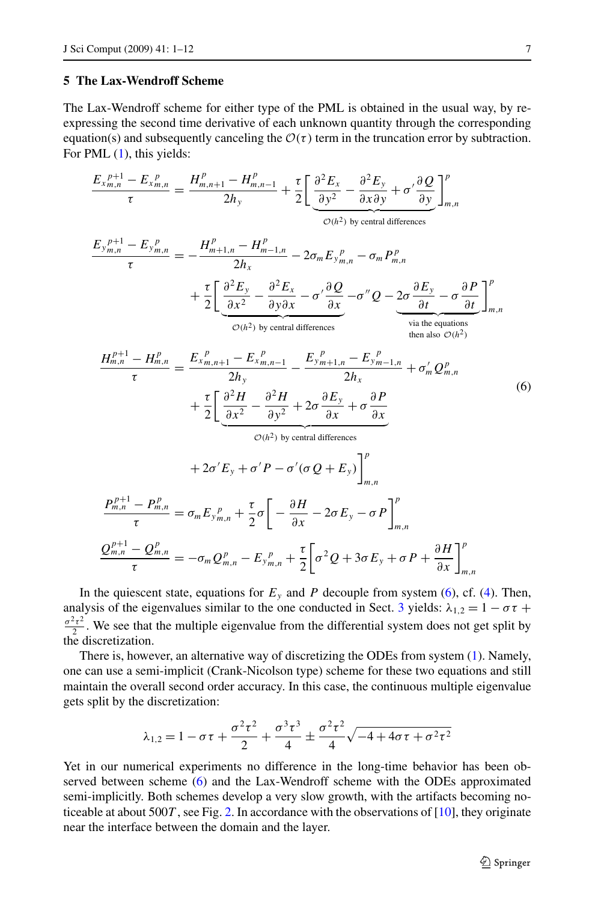## 5 The Lax-Wendroff Scheme

The Lax-Wendroff scheme for either type of the PML is obtained in the usual way, by re-expressing the second time derivative of each unknown quantity through the corresponding equation(s) and subsequently canceling the $\mathcal{O}(\tau)$ term in the truncation error by subtraction. For PML (1), this yields:

$$
\begin{aligned}
\frac{E_{x\,m,n}^{\,p+1} - E_{x\,m,n}^{\,p}}{\tau} &= \frac{H_{m,n+1}^{p} - H_{m,n-1}^{p}}{2h_y} + \frac{\tau}{2}\Bigg[\underbrace{\frac{\partial^2 E_x}{\partial y^2} - \frac{\partial^2 E_y}{\partial x \partial y} + \sigma' \frac{\partial Q}{\partial y}}_{\mathcal{O}(h^2)\text{ by central differences}}\Bigg]_{m,n}^{p} \\
\frac{E_{y\,m,n}^{\,p+1} - E_{y\,m,n}^{\,p}}{\tau} &= -\frac{H_{m+1,n}^{p} - H_{m-1,n}^{p}}{2h_x} - 2\sigma_m E_{y\,m,n}^{\,p} - \sigma_m P_{m,n}^{p} \\
&\quad + \frac{\tau}{2}\Bigg[\underbrace{\frac{\partial^2 E_y}{\partial x^2} - \frac{\partial^2 E_x}{\partial y \partial x} - \sigma' \frac{\partial Q}{\partial x}}_{\mathcal{O}(h^2)\text{ by central differences}} - \sigma'' Q - \underbrace{2\sigma \frac{\partial E_y}{\partial t} - \sigma \frac{\partial P}{\partial t}}_{\substack{\text{via the equations}\\ \text{then also } \mathcal{O}(h^2)}}\Bigg]_{m,n}^{p} \\
\frac{H_{m,n}^{p+1} - H_{m,n}^{p}}{\tau} &= \frac{E_{x\,m,n+1}^{\,p} - E_{x\,m,n-1}^{\,p}}{2h_y} - \frac{E_{y\,m+1,n}^{\,p} - E_{y\,m-1,n}^{\,p}}{2h_x} + \sigma_m' Q_{m,n}^{p} \\
&\quad + \frac{\tau}{2}\Bigg[\underbrace{\frac{\partial^2 H}{\partial x^2} - \frac{\partial^2 H}{\partial y^2} + 2\sigma \frac{\partial E_y}{\partial x} + \sigma \frac{\partial P}{\partial x}}_{\mathcal{O}(h^2)\text{ by central differences}} \\
&\qquad + 2\sigma' E_y + \sigma' P - \sigma'(\sigma Q + E_y)\Bigg]_{m,n}^{p} \\
\frac{P_{m,n}^{p+1} - P_{m,n}^{p}}{\tau} &= \sigma_m E_{y\,m,n}^{\,p} + \frac{\tau}{2}\sigma\left[-\frac{\partial H}{\partial x} - 2\sigma E_y - \sigma P\right]_{m,n}^{p} \\
\frac{Q_{m,n}^{p+1} - Q_{m,n}^{p}}{\tau} &= -\sigma_m Q_{m,n}^{p} - E_{y\,m,n}^{\,p} + \frac{\tau}{2}\left[\sigma^2 Q + 3\sigma E_y + \sigma P + \frac{\partial H}{\partial x}\right]_{m,n}^{p}
\end{aligned}
\tag{6}
$$

In the quiescent state, equations for $E_y$ and $P$ decouple from system (6), cf. (4). Then, analysis of the eigenvalues similar to the one conducted in Sect. 3 yields: $\lambda_{1,2} = 1 - \sigma\tau + \frac{\sigma^2\tau^2}{2}$. We see that the multiple eigenvalue from the differential system does not get split by the discretization.

There is, however, an alternative way of discretizing the ODEs from system (1). Namely, one can use a semi-implicit (Crank-Nicolson type) scheme for these two equations and still maintain the overall second order accuracy. In this case, the continuous multiple eigenvalue gets split by the discretization:

$$
\lambda_{1,2} = 1 - \sigma\tau + \frac{\sigma^2\tau^2}{2} + \frac{\sigma^3\tau^3}{4} \pm \frac{\sigma^2\tau^2}{4}\sqrt{-4 + 4\sigma\tau + \sigma^2\tau^2}
$$

Yet in our numerical experiments no difference in the long-time behavior has been observed between scheme (6) and the Lax-Wendroff scheme with the ODEs approximated semi-implicitly. Both schemes develop a very slow growth, with the artifacts becoming noticeable at about $500T$, see Fig. 2. In accordance with the observations of [10], they originate near the interface between the domain and the layer.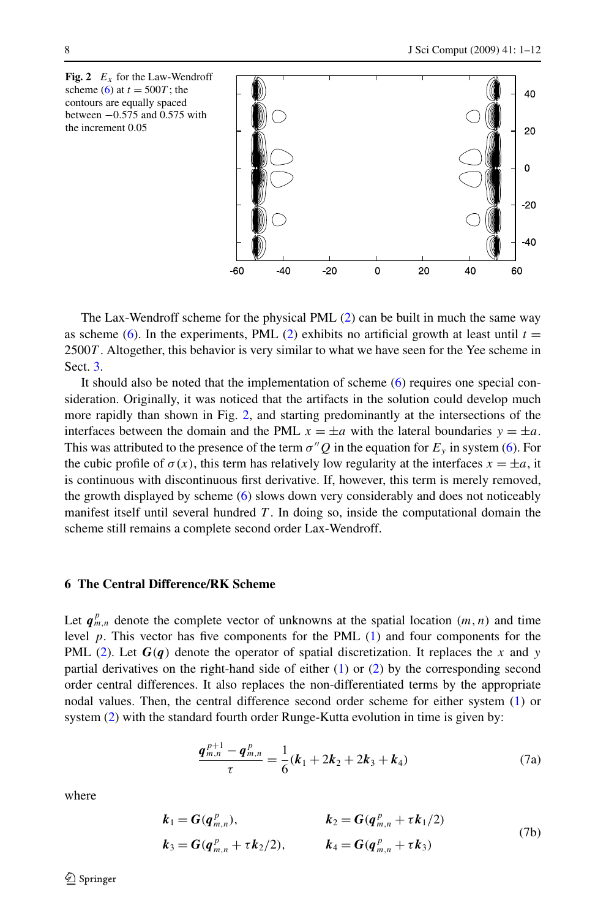**Fig. 2** $E_x$ for the Law-Wendroff scheme (6) at $t = 500T$; the contours are equally spaced between $-0.575$ and $0.575$ with the increment 0.05

The Lax-Wendroff scheme for the physical PML (2) can be built in much the same way as scheme (6). In the experiments, PML (2) exhibits no artificial growth at least until $t = 2500T$. Altogether, this behavior is very similar to what we have seen for the Yee scheme in Sect. 3.

It should also be noted that the implementation of scheme (6) requires one special consideration. Originally, it was noticed that the artifacts in the solution could develop much more rapidly than shown in Fig. 2, and starting predominantly at the intersections of the interfaces between the domain and the PML $x = \pm a$ with the lateral boundaries $y = \pm a$. This was attributed to the presence of the term $\sigma'' Q$ in the equation for $E_y$ in system (6). For the cubic profile of $\sigma(x)$, this term has relatively low regularity at the interfaces $x = \pm a$, it is continuous with discontinuous first derivative. If, however, this term is merely removed, the growth displayed by scheme (6) slows down very considerably and does not noticeably manifest itself until several hundred $T$. In doing so, inside the computational domain the scheme still remains a complete second order Lax-Wendroff.

## 6 The Central Difference/RK Scheme

Let $\boldsymbol{q}^p_{m,n}$ denote the complete vector of unknowns at the spatial location $(m, n)$ and time level $p$. This vector has five components for the PML (1) and four components for the PML (2). Let $\boldsymbol{G}(\boldsymbol{q})$ denote the operator of spatial discretization. It replaces the $x$ and $y$ partial derivatives on the right-hand side of either (1) or (2) by the corresponding second order central differences. It also replaces the non-differentiated terms by the appropriate nodal values. Then, the central difference second order scheme for either system (1) or system (2) with the standard fourth order Runge-Kutta evolution in time is given by:

$$\frac{\boldsymbol{q}^{p+1}_{m,n} - \boldsymbol{q}^p_{m,n}}{\tau} = \frac{1}{6}(\boldsymbol{k}_1 + 2\boldsymbol{k}_2 + 2\boldsymbol{k}_3 + \boldsymbol{k}_4) \tag{7a}$$

where

$$\begin{aligned} \boldsymbol{k}_1 &= \boldsymbol{G}(\boldsymbol{q}^p_{m,n}), & \boldsymbol{k}_2 &= \boldsymbol{G}(\boldsymbol{q}^p_{m,n} + \tau \boldsymbol{k}_1/2) \\ \boldsymbol{k}_3 &= \boldsymbol{G}(\boldsymbol{q}^p_{m,n} + \tau \boldsymbol{k}_2/2), & \boldsymbol{k}_4 &= \boldsymbol{G}(\boldsymbol{q}^p_{m,n} + \tau \boldsymbol{k}_3) \end{aligned} \tag{7b}$$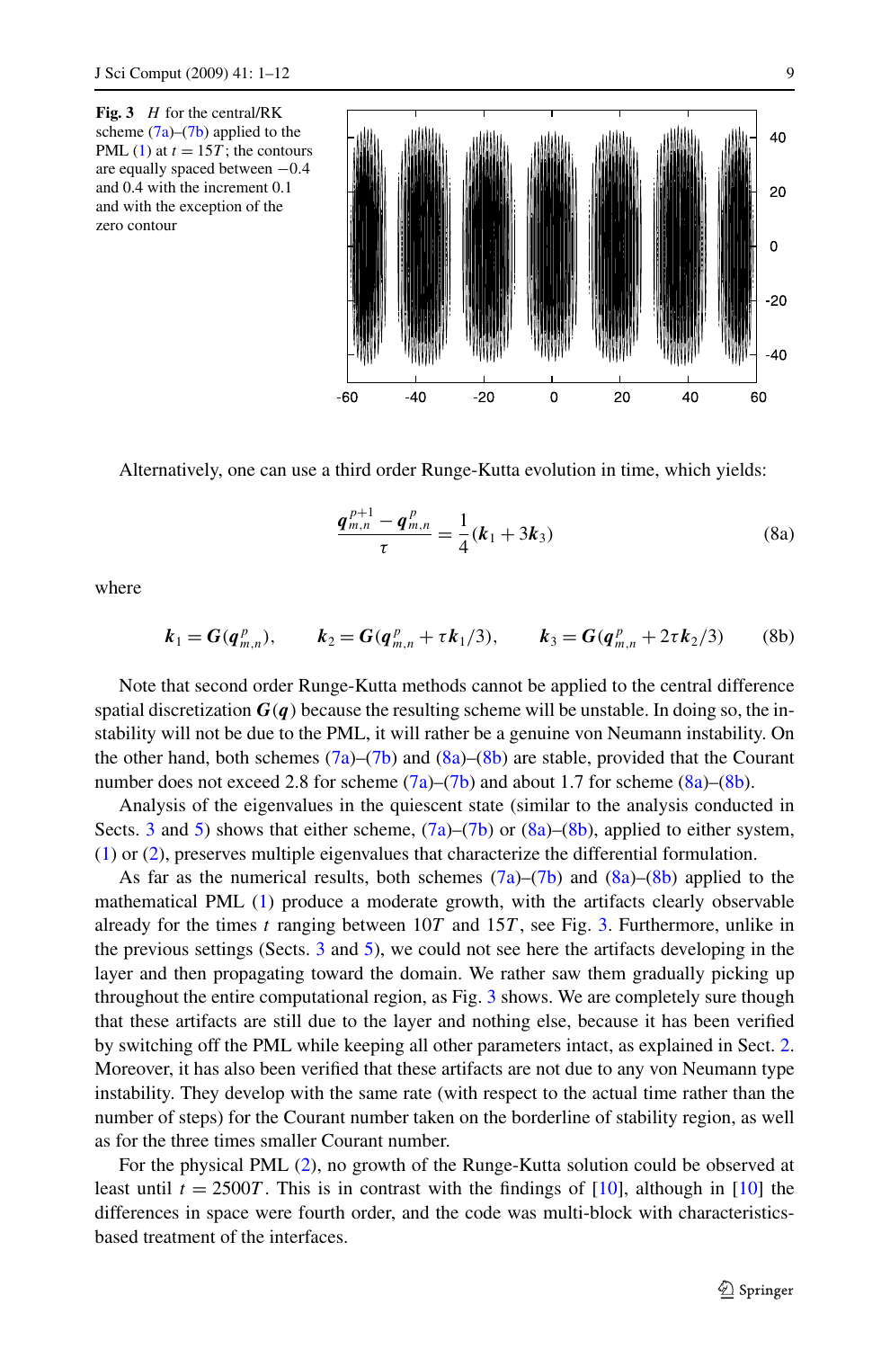**Fig. 3** $H$ for the central/RK scheme (7a)–(7b) applied to the PML (1) at $t = 15T$; the contours are equally spaced between $-0.4$ and 0.4 with the increment 0.1 and with the exception of the zero contour

Alternatively, one can use a third order Runge-Kutta evolution in time, which yields:

$$\frac{\boldsymbol{q}^{p+1}_{m,n} - \boldsymbol{q}^{p}_{m,n}}{\tau} = \frac{1}{4}(\boldsymbol{k}_1 + 3\boldsymbol{k}_3) \tag{8a}$$

where

$$\boldsymbol{k}_1 = \boldsymbol{G}(\boldsymbol{q}^{p}_{m,n}), \qquad \boldsymbol{k}_2 = \boldsymbol{G}(\boldsymbol{q}^{p}_{m,n} + \tau \boldsymbol{k}_1/3), \qquad \boldsymbol{k}_3 = \boldsymbol{G}(\boldsymbol{q}^{p}_{m,n} + 2\tau \boldsymbol{k}_2/3) \tag{8b}$$

Note that second order Runge-Kutta methods cannot be applied to the central difference spatial discretization $\boldsymbol{G}(\boldsymbol{q})$ because the resulting scheme will be unstable. In doing so, the instability will not be due to the PML, it will rather be a genuine von Neumann instability. On the other hand, both schemes (7a)–(7b) and (8a)–(8b) are stable, provided that the Courant number does not exceed 2.8 for scheme (7a)–(7b) and about 1.7 for scheme (8a)–(8b).

Analysis of the eigenvalues in the quiescent state (similar to the analysis conducted in Sects. 3 and 5) shows that either scheme, (7a)–(7b) or (8a)–(8b), applied to either system, (1) or (2), preserves multiple eigenvalues that characterize the differential formulation.

As far as the numerical results, both schemes (7a)–(7b) and (8a)–(8b) applied to the mathematical PML (1) produce a moderate growth, with the artifacts clearly observable already for the times $t$ ranging between $10T$ and $15T$, see Fig. 3. Furthermore, unlike in the previous settings (Sects. 3 and 5), we could not see here the artifacts developing in the layer and then propagating toward the domain. We rather saw them gradually picking up throughout the entire computational region, as Fig. 3 shows. We are completely sure though that these artifacts are still due to the layer and nothing else, because it has been verified by switching off the PML while keeping all other parameters intact, as explained in Sect. 2. Moreover, it has also been verified that these artifacts are not due to any von Neumann type instability. They develop with the same rate (with respect to the actual time rather than the number of steps) for the Courant number taken on the borderline of stability region, as well as for the three times smaller Courant number.

For the physical PML (2), no growth of the Runge-Kutta solution could be observed at least until $t = 2500T$. This is in contrast with the findings of [10], although in [10] the differences in space were fourth order, and the code was multi-block with characteristics-based treatment of the interfaces.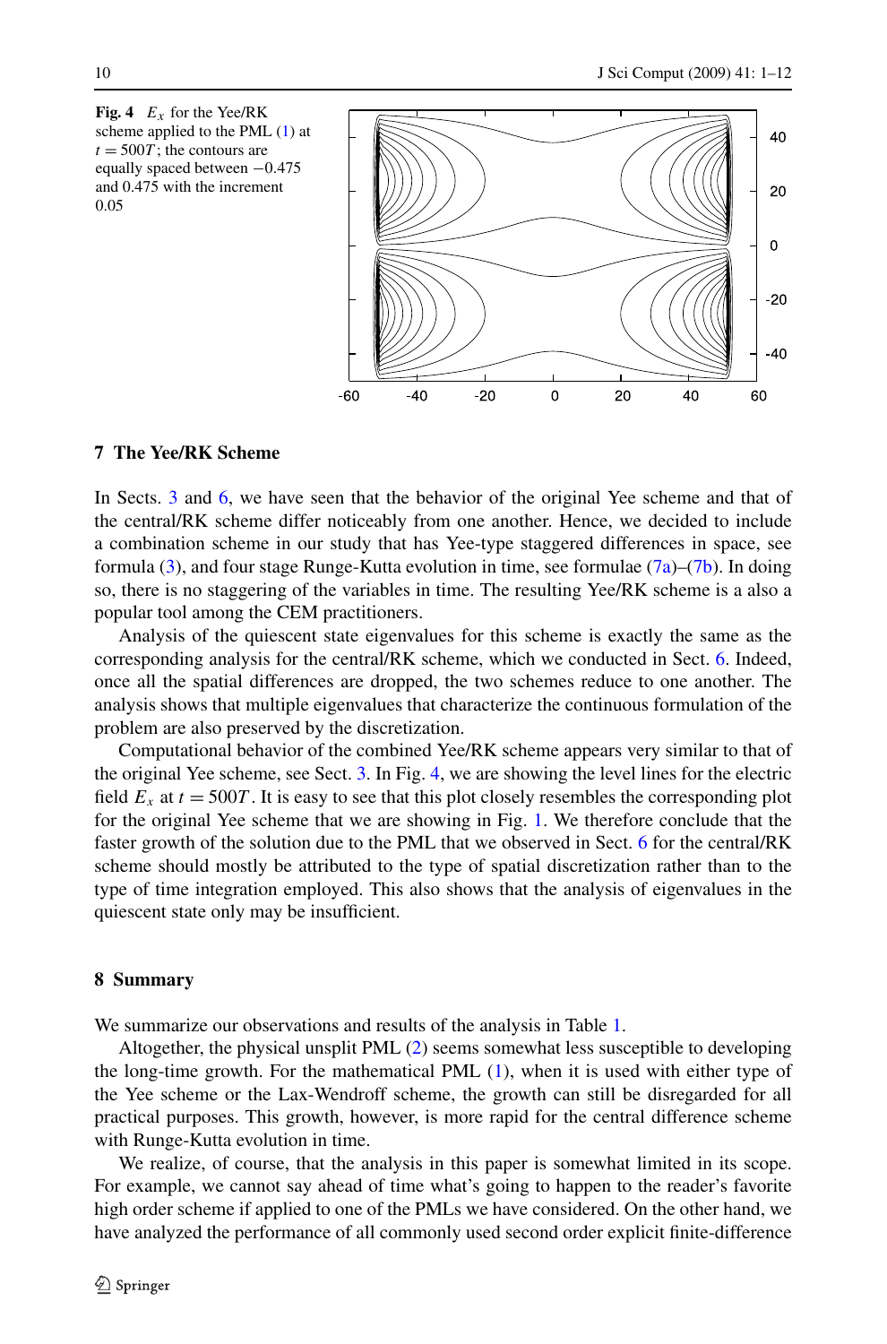**Fig. 4** $E_x$ for the Yee/RK scheme applied to the PML (1) at $t = 500T$; the contours are equally spaced between $-0.475$ and 0.475 with the increment 0.05

## 7 The Yee/RK Scheme

In Sects. 3 and 6, we have seen that the behavior of the original Yee scheme and that of the central/RK scheme differ noticeably from one another. Hence, we decided to include a combination scheme in our study that has Yee-type staggered differences in space, see formula (3), and four stage Runge-Kutta evolution in time, see formulae (7a)–(7b). In doing so, there is no staggering of the variables in time. The resulting Yee/RK scheme is a also a popular tool among the CEM practitioners.

Analysis of the quiescent state eigenvalues for this scheme is exactly the same as the corresponding analysis for the central/RK scheme, which we conducted in Sect. 6. Indeed, once all the spatial differences are dropped, the two schemes reduce to one another. The analysis shows that multiple eigenvalues that characterize the continuous formulation of the problem are also preserved by the discretization.

Computational behavior of the combined Yee/RK scheme appears very similar to that of the original Yee scheme, see Sect. 3. In Fig. 4, we are showing the level lines for the electric field $E_x$ at $t = 500T$. It is easy to see that this plot closely resembles the corresponding plot for the original Yee scheme that we are showing in Fig. 1. We therefore conclude that the faster growth of the solution due to the PML that we observed in Sect. 6 for the central/RK scheme should mostly be attributed to the type of spatial discretization rather than to the type of time integration employed. This also shows that the analysis of eigenvalues in the quiescent state only may be insufficient.

## 8 Summary

We summarize our observations and results of the analysis in Table 1.

Altogether, the physical unsplit PML (2) seems somewhat less susceptible to developing the long-time growth. For the mathematical PML (1), when it is used with either type of the Yee scheme or the Lax-Wendroff scheme, the growth can still be disregarded for all practical purposes. This growth, however, is more rapid for the central difference scheme with Runge-Kutta evolution in time.

We realize, of course, that the analysis in this paper is somewhat limited in its scope. For example, we cannot say ahead of time what's going to happen to the reader's favorite high order scheme if applied to one of the PMLs we have considered. On the other hand, we have analyzed the performance of all commonly used second order explicit finite-difference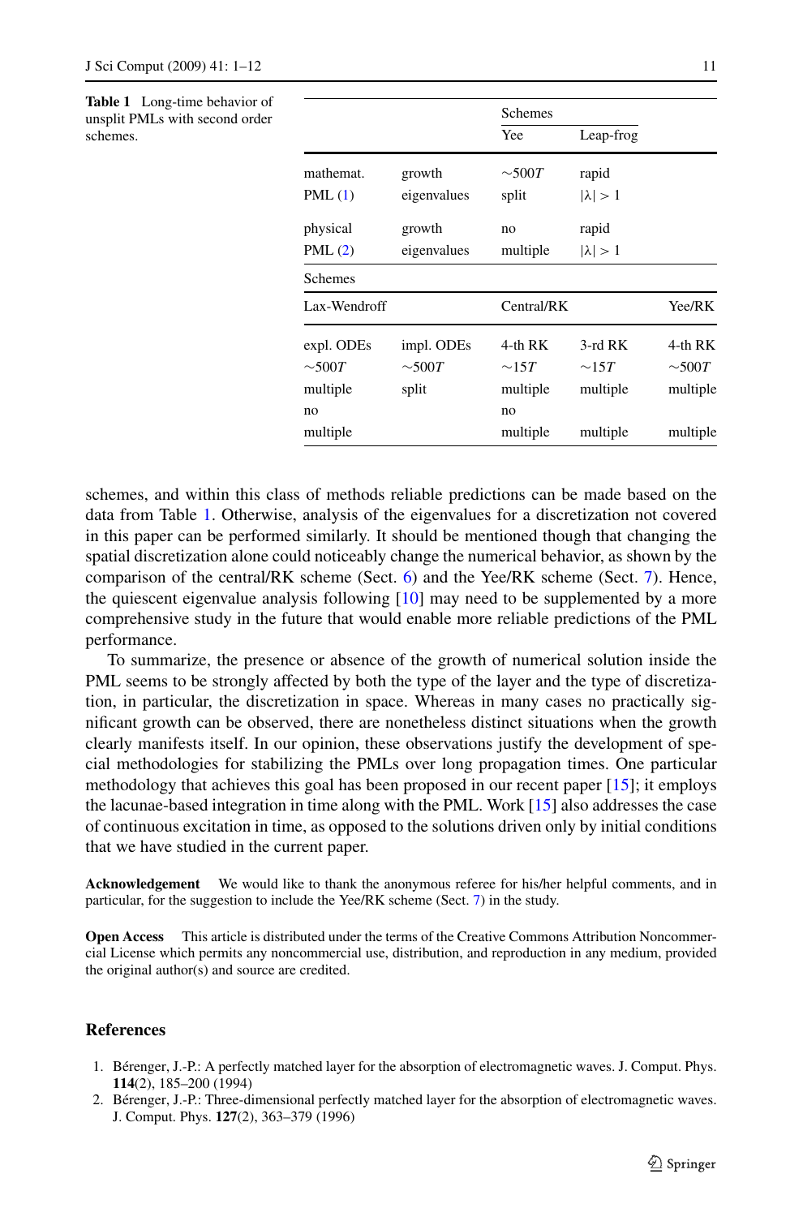**Table 1** Long-time behavior of unsplit PMLs with second order schemes.

| | | Schemes | | |
|---|---|---|---|---|
| | | Yee | Leap-frog | |
| mathemat. PML (1) | growth eigenvalues | $\sim 500T$ split | rapid $\lvert\lambda\rvert > 1$ | |
| physical PML (2) | growth eigenvalues | no multiple | rapid $\lvert\lambda\rvert > 1$ | |
| Schemes | | | | |
| Lax-Wendroff | | Central/RK | | Yee/RK |
| expl. ODEs | impl. ODEs | 4-th RK | 3-rd RK | 4-th RK |
| $\sim 500T$ | $\sim 500T$ | $\sim 15T$ | $\sim 15T$ | $\sim 500T$ |
| multiple | split | multiple | multiple | multiple |
| no | | no | | |
| multiple | | multiple | multiple | multiple |

schemes, and within this class of methods reliable predictions can be made based on the data from Table 1. Otherwise, analysis of the eigenvalues for a discretization not covered in this paper can be performed similarly. It should be mentioned though that changing the spatial discretization alone could noticeably change the numerical behavior, as shown by the comparison of the central/RK scheme (Sect. 6) and the Yee/RK scheme (Sect. 7). Hence, the quiescent eigenvalue analysis following [10] may need to be supplemented by a more comprehensive study in the future that would enable more reliable predictions of the PML performance.

To summarize, the presence or absence of the growth of numerical solution inside the PML seems to be strongly affected by both the type of the layer and the type of discretization, in particular, the discretization in space. Whereas in many cases no practically significant growth can be observed, there are nonetheless distinct situations when the growth clearly manifests itself. In our opinion, these observations justify the development of special methodologies for stabilizing the PMLs over long propagation times. One particular methodology that achieves this goal has been proposed in our recent paper [15]; it employs the lacunae-based integration in time along with the PML. Work [15] also addresses the case of continuous excitation in time, as opposed to the solutions driven only by initial conditions that we have studied in the current paper.

**Acknowledgement** We would like to thank the anonymous referee for his/her helpful comments, and in particular, for the suggestion to include the Yee/RK scheme (Sect. 7) in the study.

**Open Access** This article is distributed under the terms of the Creative Commons Attribution Noncommercial License which permits any noncommercial use, distribution, and reproduction in any medium, provided the original author(s) and source are credited.

## References

1. Bérenger, J.-P.: A perfectly matched layer for the absorption of electromagnetic waves. J. Comput. Phys. **114**(2), 185–200 (1994)
2. Bérenger, J.-P.: Three-dimensional perfectly matched layer for the absorption of electromagnetic waves. J. Comput. Phys. **127**(2), 363–379 (1996)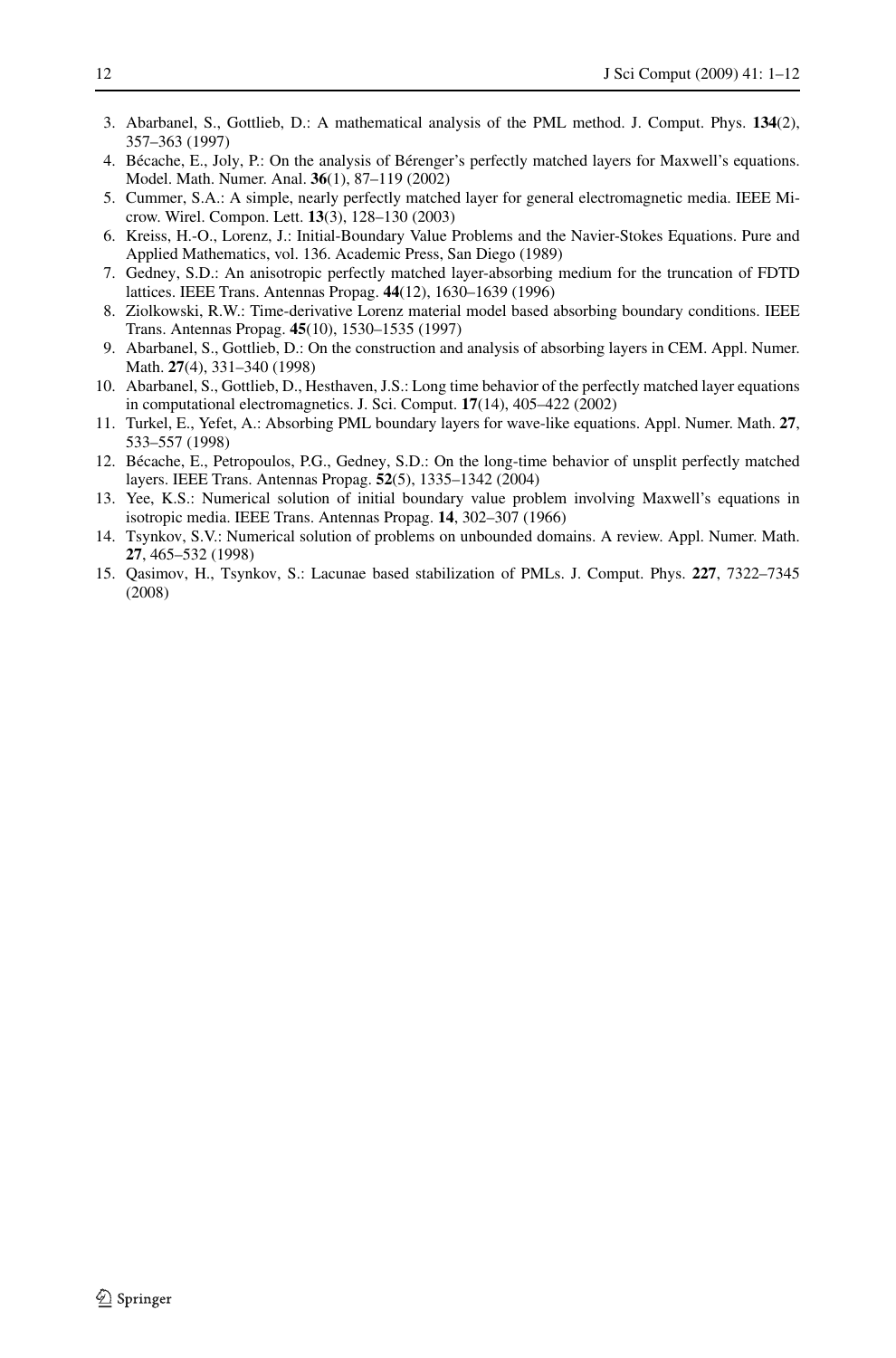3. Abarbanel, S., Gottlieb, D.: A mathematical analysis of the PML method. J. Comput. Phys. **134**(2), 357–363 (1997)
4. Bécache, E., Joly, P.: On the analysis of Bérenger's perfectly matched layers for Maxwell's equations. Model. Math. Numer. Anal. **36**(1), 87–119 (2002)
5. Cummer, S.A.: A simple, nearly perfectly matched layer for general electromagnetic media. IEEE Microw. Wirel. Compon. Lett. **13**(3), 128–130 (2003)
6. Kreiss, H.-O., Lorenz, J.: Initial-Boundary Value Problems and the Navier-Stokes Equations. Pure and Applied Mathematics, vol. 136. Academic Press, San Diego (1989)
7. Gedney, S.D.: An anisotropic perfectly matched layer-absorbing medium for the truncation of FDTD lattices. IEEE Trans. Antennas Propag. **44**(12), 1630–1639 (1996)
8. Ziolkowski, R.W.: Time-derivative Lorenz material model based absorbing boundary conditions. IEEE Trans. Antennas Propag. **45**(10), 1530–1535 (1997)
9. Abarbanel, S., Gottlieb, D.: On the construction and analysis of absorbing layers in CEM. Appl. Numer. Math. **27**(4), 331–340 (1998)
10. Abarbanel, S., Gottlieb, D., Hesthaven, J.S.: Long time behavior of the perfectly matched layer equations in computational electromagnetics. J. Sci. Comput. **17**(14), 405–422 (2002)
11. Turkel, E., Yefet, A.: Absorbing PML boundary layers for wave-like equations. Appl. Numer. Math. **27**, 533–557 (1998)
12. Bécache, E., Petropoulos, P.G., Gedney, S.D.: On the long-time behavior of unsplit perfectly matched layers. IEEE Trans. Antennas Propag. **52**(5), 1335–1342 (2004)
13. Yee, K.S.: Numerical solution of initial boundary value problem involving Maxwell's equations in isotropic media. IEEE Trans. Antennas Propag. **14**, 302–307 (1966)
14. Tsynkov, S.V.: Numerical solution of problems on unbounded domains. A review. Appl. Numer. Math. **27**, 465–532 (1998)
15. Qasimov, H., Tsynkov, S.: Lacunae based stabilization of PMLs. J. Comput. Phys. **227**, 7322–7345 (2008)